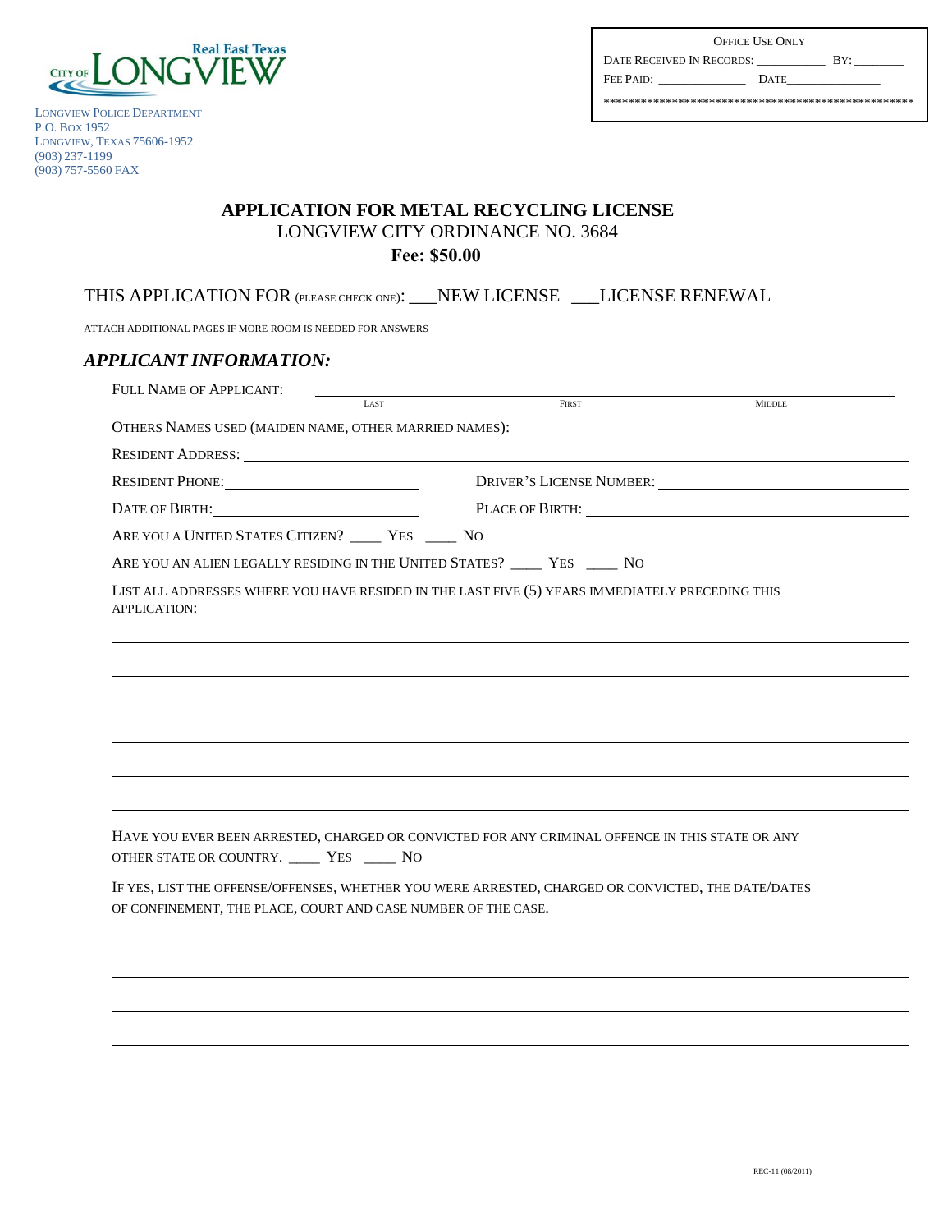CITY OF LONGVIEW
Real East Texas

LONGVIEW POLICE DEPARTMENT
P.O. BOX 1952
LONGVIEW, TEXAS 75606-1952
(903) 237-1199
(903) 757-5560 FAX

OFFICE USE ONLY
DATE RECEIVED IN RECORDS: __________ BY: _______
FEE PAID: _____________ DATE______________
**************************************************

# APPLICATION FOR METAL RECYCLING LICENSE

LONGVIEW CITY ORDINANCE NO. 3684

**Fee: $50.00**

THIS APPLICATION FOR (PLEASE CHECK ONE): ___NEW LICENSE ___LICENSE RENEWAL

ATTACH ADDITIONAL PAGES IF MORE ROOM IS NEEDED FOR ANSWERS

## *APPLICANT INFORMATION:*

FULL NAME OF APPLICANT: ______________________________________________
LAST FIRST MIDDLE

OTHERS NAMES USED (MAIDEN NAME, OTHER MARRIED NAMES): ______________________

RESIDENT ADDRESS: ______________________________________________

RESIDENT PHONE: ____________________ DRIVER'S LICENSE NUMBER: ____________________

DATE OF BIRTH: ____________________ PLACE OF BIRTH: ____________________

ARE YOU A UNITED STATES CITIZEN? ____ YES ____ NO

ARE YOU AN ALIEN LEGALLY RESIDING IN THE UNITED STATES? ____ YES ____ NO

LIST ALL ADDRESSES WHERE YOU HAVE RESIDED IN THE LAST FIVE (5) YEARS IMMEDIATELY PRECEDING THIS APPLICATION:

______________________________________________

______________________________________________

______________________________________________

______________________________________________

______________________________________________

______________________________________________

HAVE YOU EVER BEEN ARRESTED, CHARGED OR CONVICTED FOR ANY CRIMINAL OFFENCE IN THIS STATE OR ANY OTHER STATE OR COUNTRY. ____ YES ____ NO

IF YES, LIST THE OFFENSE/OFFENSES, WHETHER YOU WERE ARRESTED, CHARGED OR CONVICTED, THE DATE/DATES OF CONFINEMENT, THE PLACE, COURT AND CASE NUMBER OF THE CASE.

______________________________________________

______________________________________________

______________________________________________

______________________________________________

REC-11 (08/2011)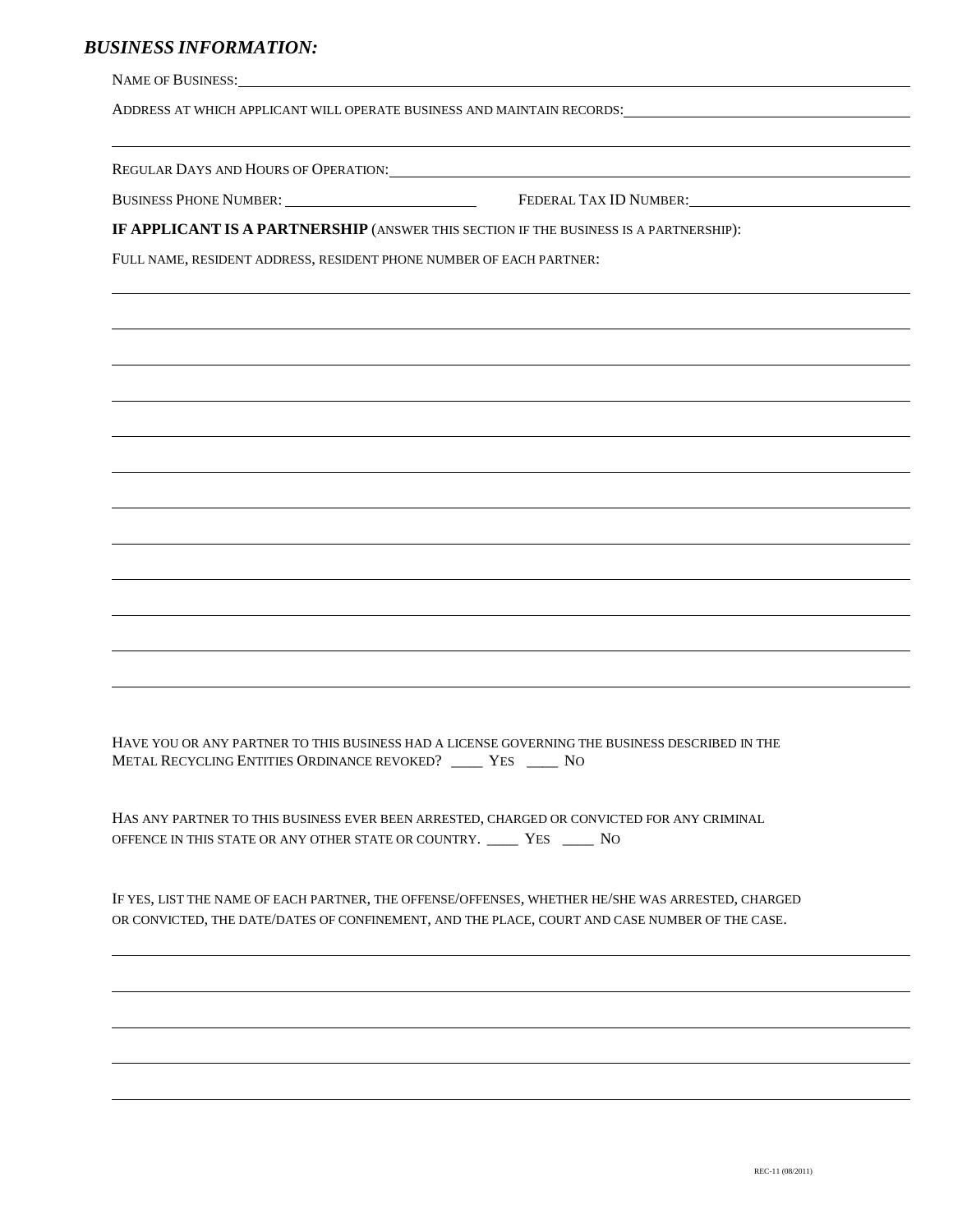## *BUSINESS INFORMATION:*

NAME OF BUSINESS: ____________________________________________

ADDRESS AT WHICH APPLICANT WILL OPERATE BUSINESS AND MAINTAIN RECORDS: ____________________________________________

____________________________________________

REGULAR DAYS AND HOURS OF OPERATION: ____________________________________________

BUSINESS PHONE NUMBER: ____________________ FEDERAL TAX ID NUMBER: ____________________

**IF APPLICANT IS A PARTNERSHIP** (ANSWER THIS SECTION IF THE BUSINESS IS A PARTNERSHIP):

FULL NAME, RESIDENT ADDRESS, RESIDENT PHONE NUMBER OF EACH PARTNER:

____________________________________________

____________________________________________

____________________________________________

____________________________________________

____________________________________________

____________________________________________

____________________________________________

____________________________________________

____________________________________________

____________________________________________

____________________________________________

____________________________________________

HAVE YOU OR ANY PARTNER TO THIS BUSINESS HAD A LICENSE GOVERNING THE BUSINESS DESCRIBED IN THE METAL RECYCLING ENTITIES ORDINANCE REVOKED? ____ YES ____ NO

HAS ANY PARTNER TO THIS BUSINESS EVER BEEN ARRESTED, CHARGED OR CONVICTED FOR ANY CRIMINAL OFFENCE IN THIS STATE OR ANY OTHER STATE OR COUNTRY. ____ YES ____ NO

IF YES, LIST THE NAME OF EACH PARTNER, THE OFFENSE/OFFENSES, WHETHER HE/SHE WAS ARRESTED, CHARGED OR CONVICTED, THE DATE/DATES OF CONFINEMENT, AND THE PLACE, COURT AND CASE NUMBER OF THE CASE.

____________________________________________

____________________________________________

____________________________________________

____________________________________________

____________________________________________

REC-11 (08/2011)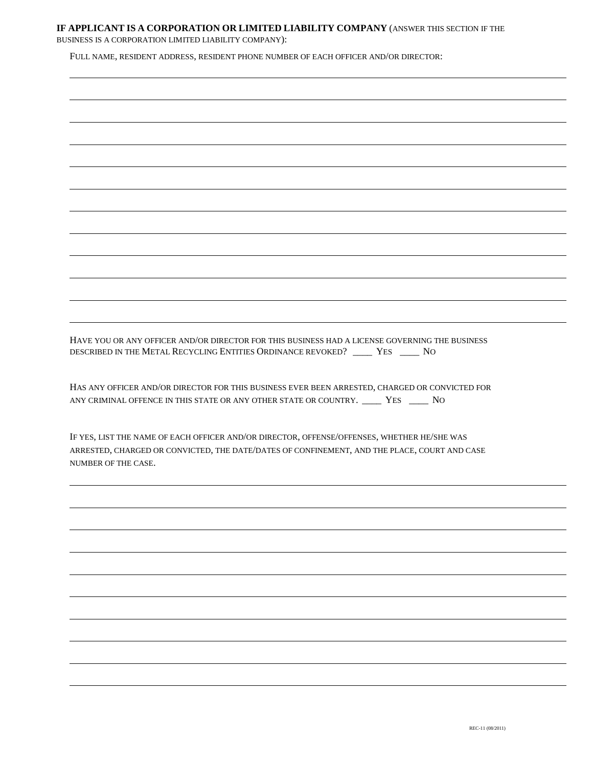**IF APPLICANT IS A CORPORATION OR LIMITED LIABILITY COMPANY** (ANSWER THIS SECTION IF THE BUSINESS IS A CORPORATION LIMITED LIABILITY COMPANY):

FULL NAME, RESIDENT ADDRESS, RESIDENT PHONE NUMBER OF EACH OFFICER AND/OR DIRECTOR:

______________________________________________________________________________

______________________________________________________________________________

______________________________________________________________________________

______________________________________________________________________________

______________________________________________________________________________

______________________________________________________________________________

______________________________________________________________________________

______________________________________________________________________________

______________________________________________________________________________

______________________________________________________________________________

______________________________________________________________________________

______________________________________________________________________________

HAVE YOU OR ANY OFFICER AND/OR DIRECTOR FOR THIS BUSINESS HAD A LICENSE GOVERNING THE BUSINESS DESCRIBED IN THE METAL RECYCLING ENTITIES ORDINANCE REVOKED? ____ YES ____ NO

HAS ANY OFFICER AND/OR DIRECTOR FOR THIS BUSINESS EVER BEEN ARRESTED, CHARGED OR CONVICTED FOR ANY CRIMINAL OFFENCE IN THIS STATE OR ANY OTHER STATE OR COUNTRY. ____ YES ____ NO

IF YES, LIST THE NAME OF EACH OFFICER AND/OR DIRECTOR, OFFENSE/OFFENSES, WHETHER HE/SHE WAS ARRESTED, CHARGED OR CONVICTED, THE DATE/DATES OF CONFINEMENT, AND THE PLACE, COURT AND CASE NUMBER OF THE CASE.

______________________________________________________________________________

______________________________________________________________________________

______________________________________________________________________________

______________________________________________________________________________

______________________________________________________________________________

______________________________________________________________________________

______________________________________________________________________________

______________________________________________________________________________

______________________________________________________________________________

REC-11 (08/2011)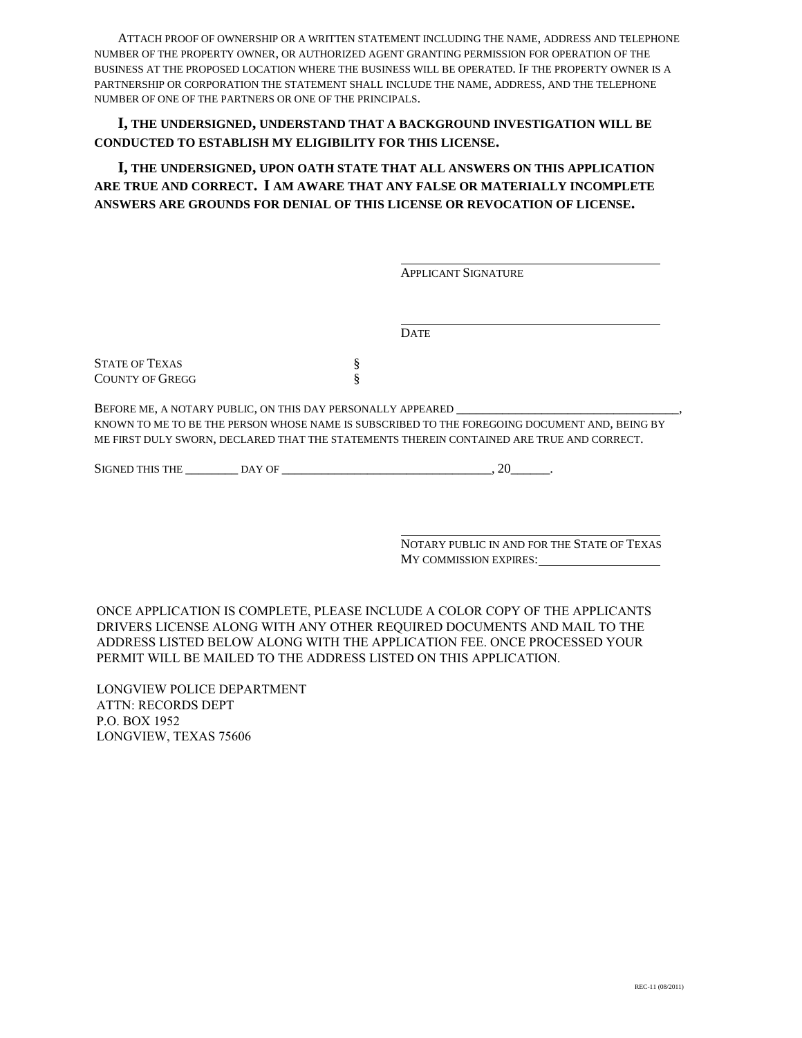ATTACH PROOF OF OWNERSHIP OR A WRITTEN STATEMENT INCLUDING THE NAME, ADDRESS AND TELEPHONE NUMBER OF THE PROPERTY OWNER, OR AUTHORIZED AGENT GRANTING PERMISSION FOR OPERATION OF THE BUSINESS AT THE PROPOSED LOCATION WHERE THE BUSINESS WILL BE OPERATED. IF THE PROPERTY OWNER IS A PARTNERSHIP OR CORPORATION THE STATEMENT SHALL INCLUDE THE NAME, ADDRESS, AND THE TELEPHONE NUMBER OF ONE OF THE PARTNERS OR ONE OF THE PRINCIPALS.

**I, THE UNDERSIGNED, UNDERSTAND THAT A BACKGROUND INVESTIGATION WILL BE CONDUCTED TO ESTABLISH MY ELIGIBILITY FOR THIS LICENSE.**

**I, THE UNDERSIGNED, UPON OATH STATE THAT ALL ANSWERS ON THIS APPLICATION ARE TRUE AND CORRECT. I AM AWARE THAT ANY FALSE OR MATERIALLY INCOMPLETE ANSWERS ARE GROUNDS FOR DENIAL OF THIS LICENSE OR REVOCATION OF LICENSE.**

\_\_\_\_\_\_\_\_\_\_\_\_\_\_\_\_\_\_\_\_\_\_\_\_\_\_\_\_\_\_\_\_\_\_\_\_\_\_\_\_
APPLICANT SIGNATURE

\_\_\_\_\_\_\_\_\_\_\_\_\_\_\_\_\_\_\_\_\_\_\_\_\_\_\_\_\_\_\_\_\_\_\_\_\_\_\_\_
DATE

STATE OF TEXAS §
COUNTY OF GREGG §

BEFORE ME, A NOTARY PUBLIC, ON THIS DAY PERSONALLY APPEARED \_\_\_\_\_\_\_\_\_\_\_\_\_\_\_\_\_\_\_\_\_\_\_\_\_\_\_\_\_\_\_\_\_\_\_\_\_\_, KNOWN TO ME TO BE THE PERSON WHOSE NAME IS SUBSCRIBED TO THE FOREGOING DOCUMENT AND, BEING BY ME FIRST DULY SWORN, DECLARED THAT THE STATEMENTS THEREIN CONTAINED ARE TRUE AND CORRECT.

SIGNED THIS THE \_\_\_\_\_\_\_\_ DAY OF \_\_\_\_\_\_\_\_\_\_\_\_\_\_\_\_\_\_\_\_\_\_\_\_\_\_\_\_\_\_\_\_\_\_, 20\_\_\_\_\_\_.

\_\_\_\_\_\_\_\_\_\_\_\_\_\_\_\_\_\_\_\_\_\_\_\_\_\_\_\_\_\_\_\_\_\_\_\_\_\_\_\_
NOTARY PUBLIC IN AND FOR THE STATE OF TEXAS
MY COMMISSION EXPIRES: \_\_\_\_\_\_\_\_\_\_\_\_\_\_\_\_\_\_\_\_

ONCE APPLICATION IS COMPLETE, PLEASE INCLUDE A COLOR COPY OF THE APPLICANTS DRIVERS LICENSE ALONG WITH ANY OTHER REQUIRED DOCUMENTS AND MAIL TO THE ADDRESS LISTED BELOW ALONG WITH THE APPLICATION FEE. ONCE PROCESSED YOUR PERMIT WILL BE MAILED TO THE ADDRESS LISTED ON THIS APPLICATION.

LONGVIEW POLICE DEPARTMENT
ATTN: RECORDS DEPT
P.O. BOX 1952
LONGVIEW, TEXAS 75606

REC-11 (08/2011)